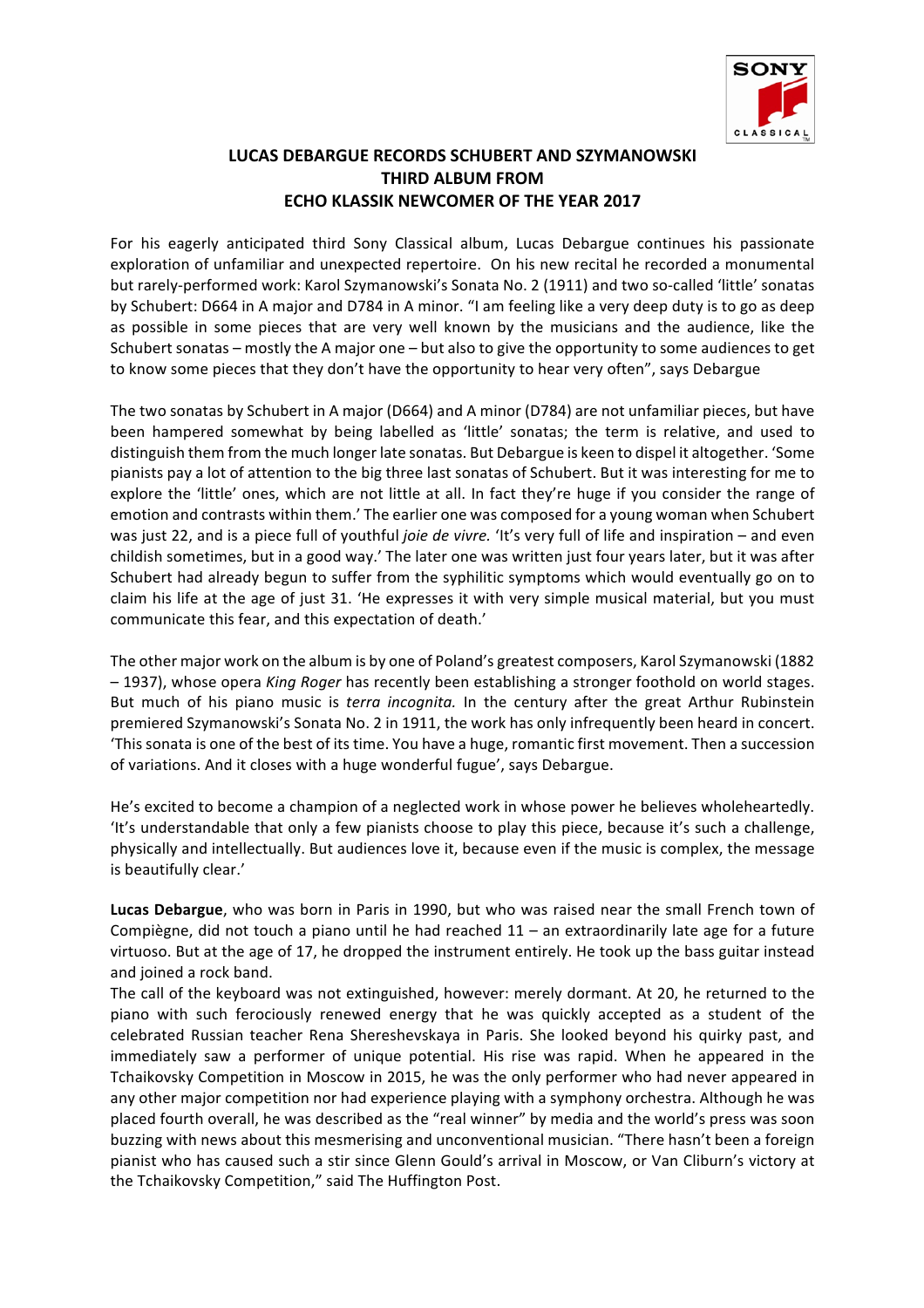# LUCAS DEBARGUE RECORDS SCHUBERT AND SZYMANOWSKI
# THIRD ALBUM FROM
# ECHO KLASSIK NEWCOMER OF THE YEAR 2017

For his eagerly anticipated third Sony Classical album, Lucas Debargue continues his passionate exploration of unfamiliar and unexpected repertoire. On his new recital he recorded a monumental but rarely-performed work: Karol Szymanowski's Sonata No. 2 (1911) and two so-called 'little' sonatas by Schubert: D664 in A major and D784 in A minor. "I am feeling like a very deep duty is to go as deep as possible in some pieces that are very well known by the musicians and the audience, like the Schubert sonatas – mostly the A major one – but also to give the opportunity to some audiences to get to know some pieces that they don't have the opportunity to hear very often", says Debargue

The two sonatas by Schubert in A major (D664) and A minor (D784) are not unfamiliar pieces, but have been hampered somewhat by being labelled as 'little' sonatas; the term is relative, and used to distinguish them from the much longer late sonatas. But Debargue is keen to dispel it altogether. 'Some pianists pay a lot of attention to the big three last sonatas of Schubert. But it was interesting for me to explore the 'little' ones, which are not little at all. In fact they're huge if you consider the range of emotion and contrasts within them.' The earlier one was composed for a young woman when Schubert was just 22, and is a piece full of youthful *joie de vivre.* 'It's very full of life and inspiration – and even childish sometimes, but in a good way.' The later one was written just four years later, but it was after Schubert had already begun to suffer from the syphilitic symptoms which would eventually go on to claim his life at the age of just 31. 'He expresses it with very simple musical material, but you must communicate this fear, and this expectation of death.'

The other major work on the album is by one of Poland's greatest composers, Karol Szymanowski (1882 – 1937), whose opera *King Roger* has recently been establishing a stronger foothold on world stages. But much of his piano music is *terra incognita.* In the century after the great Arthur Rubinstein premiered Szymanowski's Sonata No. 2 in 1911, the work has only infrequently been heard in concert. 'This sonata is one of the best of its time. You have a huge, romantic first movement. Then a succession of variations. And it closes with a huge wonderful fugue', says Debargue.

He's excited to become a champion of a neglected work in whose power he believes wholeheartedly. 'It's understandable that only a few pianists choose to play this piece, because it's such a challenge, physically and intellectually. But audiences love it, because even if the music is complex, the message is beautifully clear.'

**Lucas Debargue**, who was born in Paris in 1990, but who was raised near the small French town of Compiègne, did not touch a piano until he had reached 11 – an extraordinarily late age for a future virtuoso. But at the age of 17, he dropped the instrument entirely. He took up the bass guitar instead and joined a rock band.

The call of the keyboard was not extinguished, however: merely dormant. At 20, he returned to the piano with such ferociously renewed energy that he was quickly accepted as a student of the celebrated Russian teacher Rena Shereshevskaya in Paris. She looked beyond his quirky past, and immediately saw a performer of unique potential. His rise was rapid. When he appeared in the Tchaikovsky Competition in Moscow in 2015, he was the only performer who had never appeared in any other major competition nor had experience playing with a symphony orchestra. Although he was placed fourth overall, he was described as the "real winner" by media and the world's press was soon buzzing with news about this mesmerising and unconventional musician. "There hasn't been a foreign pianist who has caused such a stir since Glenn Gould's arrival in Moscow, or Van Cliburn's victory at the Tchaikovsky Competition," said The Huffington Post.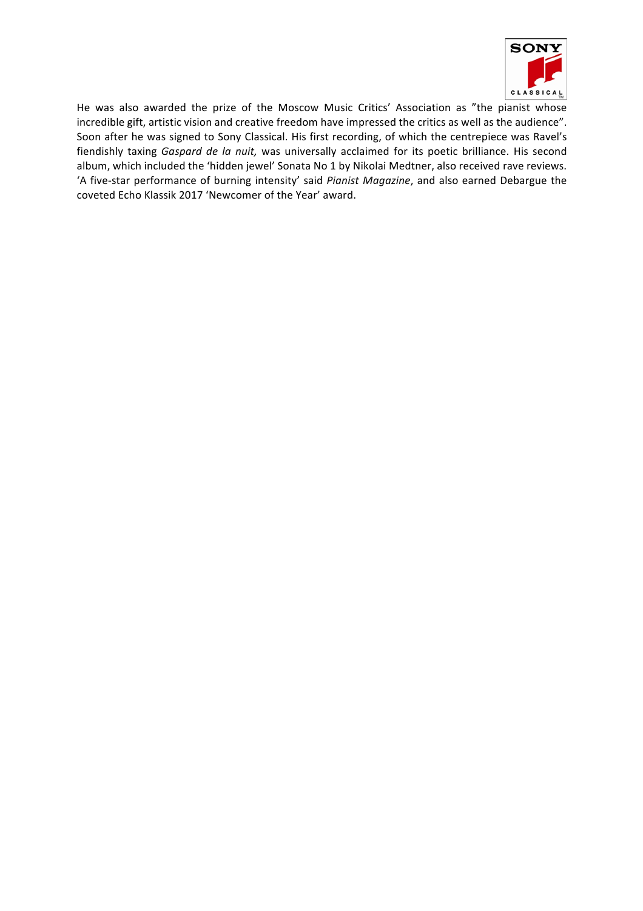He was also awarded the prize of the Moscow Music Critics' Association as "the pianist whose incredible gift, artistic vision and creative freedom have impressed the critics as well as the audience". Soon after he was signed to Sony Classical. His first recording, of which the centrepiece was Ravel's fiendishly taxing *Gaspard de la nuit,* was universally acclaimed for its poetic brilliance. His second album, which included the 'hidden jewel' Sonata No 1 by Nikolai Medtner, also received rave reviews. 'A five-star performance of burning intensity' said *Pianist Magazine*, and also earned Debargue the coveted Echo Klassik 2017 'Newcomer of the Year' award.